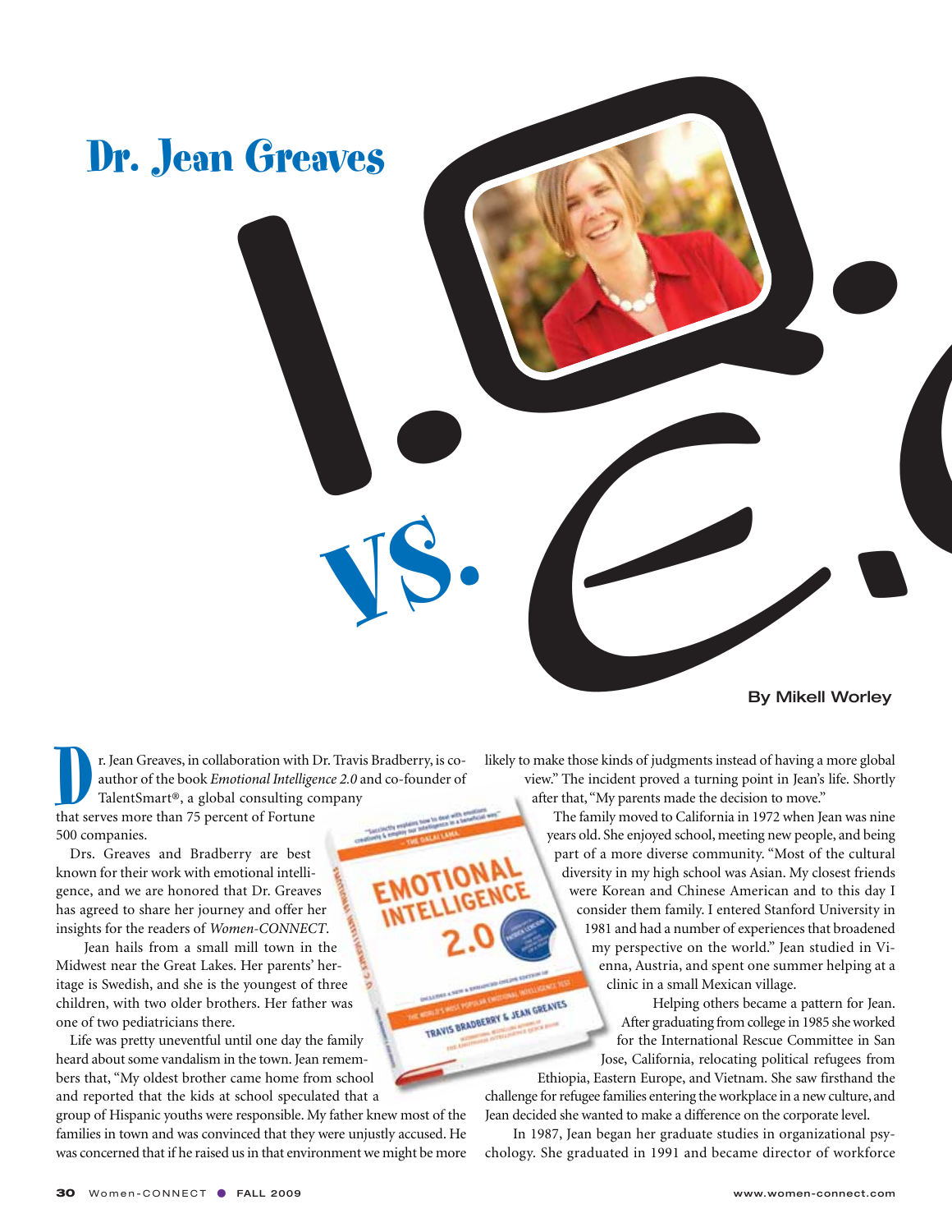# Dr. Jean Greaves

## I.Q. vs. E.Q.

By Mikell Worley

Dr. Jean Greaves, in collaboration with Dr. Travis Bradberry, is co-author of the book *Emotional Intelligence 2.0* and co-founder of TalentSmart®, a global consulting company that serves more than 75 percent of Fortune 500 companies.

Drs. Greaves and Bradberry are best known for their work with emotional intelligence, and we are honored that Dr. Greaves has agreed to share her journey and offer her insights for the readers of *Women-CONNECT*.

Jean hails from a small mill town in the Midwest near the Great Lakes. Her parents' heritage is Swedish, and she is the youngest of three children, with two older brothers. Her father was one of two pediatricians there.

Life was pretty uneventful until one day the family heard about some vandalism in the town. Jean remembers that, "My oldest brother came home from school and reported that the kids at school speculated that a group of Hispanic youths were responsible. My father knew most of the families in town and was convinced that they were unjustly accused. He was concerned that if he raised us in that environment we might be more likely to make those kinds of judgments instead of having a more global view." The incident proved a turning point in Jean's life. Shortly after that, "My parents made the decision to move."

The family moved to California in 1972 when Jean was nine years old. She enjoyed school, meeting new people, and being part of a more diverse community. "Most of the cultural diversity in my high school was Asian. My closest friends were Korean and Chinese American and to this day I consider them family. I entered Stanford University in 1981 and had a number of experiences that broadened my perspective on the world." Jean studied in Vienna, Austria, and spent one summer helping at a clinic in a small Mexican village.

Helping others became a pattern for Jean. After graduating from college in 1985 she worked for the International Rescue Committee in San Jose, California, relocating political refugees from Ethiopia, Eastern Europe, and Vietnam. She saw firsthand the challenge for refugee families entering the workplace in a new culture, and Jean decided she wanted to make a difference on the corporate level.

In 1987, Jean began her graduate studies in organizational psychology. She graduated in 1991 and became director of workforce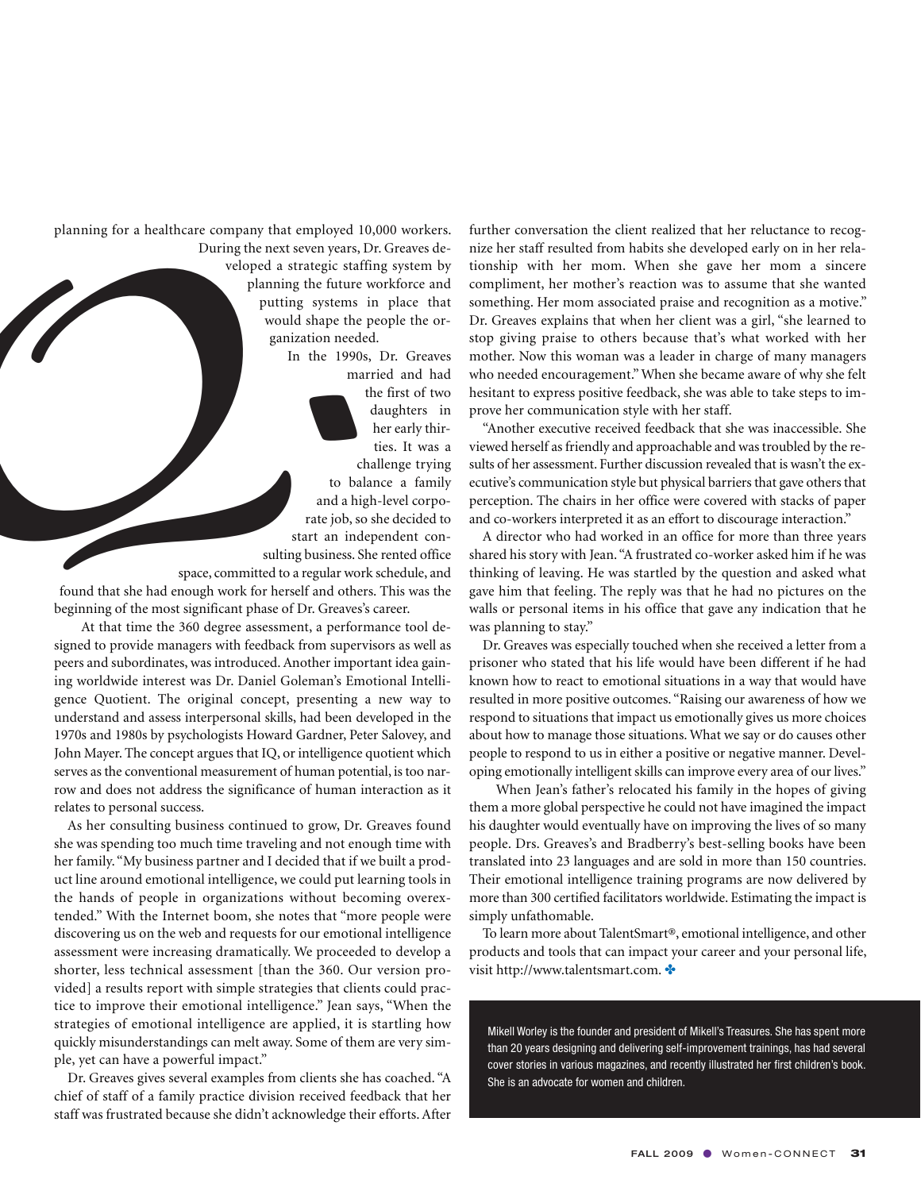planning for a healthcare company that employed 10,000 workers. During the next seven years, Dr. Greaves developed a strategic staffing system by planning the future workforce and putting systems in place that would shape the people the organization needed.

In the 1990s, Dr. Greaves married and had the first of two daughters in her early thirties. It was a challenge trying to balance a family and a high-level corporate job, so she decided to start an independent consulting business. She rented office space, committed to a regular work schedule, and found that she had enough work for herself and others. This was the beginning of the most significant phase of Dr. Greaves's career.

At that time the 360 degree assessment, a performance tool designed to provide managers with feedback from supervisors as well as peers and subordinates, was introduced. Another important idea gaining worldwide interest was Dr. Daniel Goleman's Emotional Intelligence Quotient. The original concept, presenting a new way to understand and assess interpersonal skills, had been developed in the 1970s and 1980s by psychologists Howard Gardner, Peter Salovey, and John Mayer. The concept argues that IQ, or intelligence quotient which serves as the conventional measurement of human potential, is too narrow and does not address the significance of human interaction as it relates to personal success.

As her consulting business continued to grow, Dr. Greaves found she was spending too much time traveling and not enough time with her family. "My business partner and I decided that if we built a product line around emotional intelligence, we could put learning tools in the hands of people in organizations without becoming overextended." With the Internet boom, she notes that "more people were discovering us on the web and requests for our emotional intelligence assessment were increasing dramatically. We proceeded to develop a shorter, less technical assessment [than the 360. Our version provided] a results report with simple strategies that clients could practice to improve their emotional intelligence." Jean says, "When the strategies of emotional intelligence are applied, it is startling how quickly misunderstandings can melt away. Some of them are very simple, yet can have a powerful impact."

Dr. Greaves gives several examples from clients she has coached. "A chief of staff of a family practice division received feedback that her staff was frustrated because she didn't acknowledge their efforts. After further conversation the client realized that her reluctance to recognize her staff resulted from habits she developed early on in her relationship with her mom. When she gave her mom a sincere compliment, her mother's reaction was to assume that she wanted something. Her mom associated praise and recognition as a motive." Dr. Greaves explains that when her client was a girl, "she learned to stop giving praise to others because that's what worked with her mother. Now this woman was a leader in charge of many managers who needed encouragement." When she became aware of why she felt hesitant to express positive feedback, she was able to take steps to improve her communication style with her staff.

"Another executive received feedback that she was inaccessible. She viewed herself as friendly and approachable and was troubled by the results of her assessment. Further discussion revealed that is wasn't the executive's communication style but physical barriers that gave others that perception. The chairs in her office were covered with stacks of paper and co-workers interpreted it as an effort to discourage interaction."

A director who had worked in an office for more than three years shared his story with Jean. "A frustrated co-worker asked him if he was thinking of leaving. He was startled by the question and asked what gave him that feeling. The reply was that he had no pictures on the walls or personal items in his office that gave any indication that he was planning to stay."

Dr. Greaves was especially touched when she received a letter from a prisoner who stated that his life would have been different if he had known how to react to emotional situations in a way that would have resulted in more positive outcomes. "Raising our awareness of how we respond to situations that impact us emotionally gives us more choices about how to manage those situations. What we say or do causes other people to respond to us in either a positive or negative manner. Developing emotionally intelligent skills can improve every area of our lives."

When Jean's father's relocated his family in the hopes of giving them a more global perspective he could not have imagined the impact his daughter would eventually have on improving the lives of so many people. Drs. Greaves's and Bradberry's best-selling books have been translated into 23 languages and are sold in more than 150 countries. Their emotional intelligence training programs are now delivered by more than 300 certified facilitators worldwide. Estimating the impact is simply unfathomable.

To learn more about TalentSmart®, emotional intelligence, and other products and tools that can impact your career and your personal life, visit http://www.talentsmart.com. ✤

Mikell Worley is the founder and president of Mikell's Treasures. She has spent more than 20 years designing and delivering self-improvement trainings, has had several cover stories in various magazines, and recently illustrated her first children's book. She is an advocate for women and children.